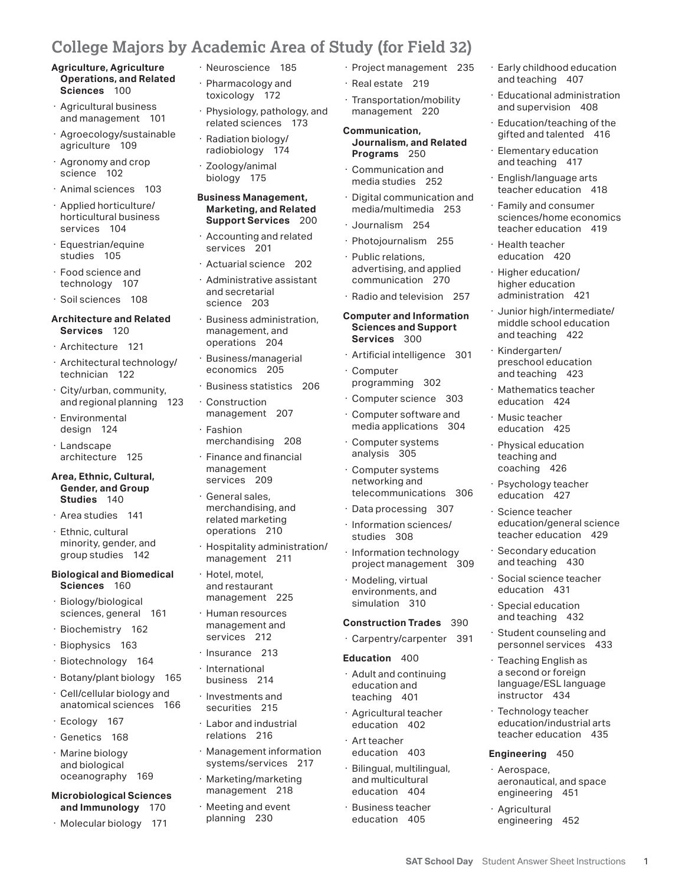# College Majors by Academic Area of Study (for Field 32)

**Agriculture, Agriculture Operations, and Related Sciences** 100

- Agricultural business and management 101
- Agroecology/sustainable agriculture 109
- Agronomy and crop science 102
- Animal sciences 103
- Applied horticulture/horticultural business services 104
- Equestrian/equine studies 105
- Food science and technology 107
- Soil sciences 108

**Architecture and Related Services** 120

- Architecture 121
- Architectural technology/technician 122
- City/urban, community, and regional planning 123
- Environmental design 124
- Landscape architecture 125

**Area, Ethnic, Cultural, Gender, and Group Studies** 140

- Area studies 141
- Ethnic, cultural minority, gender, and group studies 142

**Biological and Biomedical Sciences** 160

- Biology/biological sciences, general 161
- Biochemistry 162
- Biophysics 163
- Biotechnology 164
- Botany/plant biology 165
- Cell/cellular biology and anatomical sciences 166
- Ecology 167
- Genetics 168
- Marine biology and biological oceanography 169

**Microbiological Sciences and Immunology** 170

- Molecular biology 171
- Neuroscience 185
- Pharmacology and toxicology 172
- Physiology, pathology, and related sciences 173
- Radiation biology/radiobiology 174
- Zoology/animal biology 175

**Business Management, Marketing, and Related Support Services** 200

- Accounting and related services 201
- Actuarial science 202
- Administrative assistant and secretarial science 203
- Business administration, management, and operations 204
- Business/managerial economics 205
- Business statistics 206
- Construction management 207
- Fashion merchandising 208
- Finance and financial management services 209
- General sales, merchandising, and related marketing operations 210
- Hospitality administration/management 211
- Hotel, motel, and restaurant management 225
- Human resources management and services 212
- Insurance 213
- International business 214
- Investments and securities 215
- Labor and industrial relations 216
- Management information systems/services 217
- Marketing/marketing management 218
- Meeting and event planning 230
- Project management 235
- Real estate 219
- Transportation/mobility management 220

**Communication, Journalism, and Related Programs** 250

- Communication and media studies 252
- Digital communication and media/multimedia 253
- Journalism 254
- Photojournalism 255
- Public relations, advertising, and applied communication 270
- Radio and television 257

**Computer and Information Sciences and Support Services** 300

- Artificial intelligence 301
- Computer programming 302
- Computer science 303
- Computer software and media applications 304
- Computer systems analysis 305
- Computer systems networking and telecommunications 306
- Data processing 307
- Information sciences/studies 308
- Information technology project management 309
- Modeling, virtual environments, and simulation 310

**Construction Trades** 390

- Carpentry/carpenter 391

**Education** 400

- Adult and continuing education and teaching 401
- Agricultural teacher education 402
- Art teacher education 403
- Bilingual, multilingual, and multicultural education 404
- Business teacher education 405
- Early childhood education and teaching 407
- Educational administration and supervision 408
- Education/teaching of the gifted and talented 416
- Elementary education and teaching 417
- English/language arts teacher education 418
- Family and consumer sciences/home economics teacher education 419
- Health teacher education 420
- Higher education/higher education administration 421
- Junior high/intermediate/middle school education and teaching 422
- Kindergarten/preschool education and teaching 423
- Mathematics teacher education 424
- Music teacher education 425
- Physical education teaching and coaching 426
- Psychology teacher education 427
- Science teacher education/general science teacher education 429
- Secondary education and teaching 430
- Social science teacher education 431
- Special education and teaching 432
- Student counseling and personnel services 433
- Teaching English as a second or foreign language/ESL language instructor 434
- Technology teacher education/industrial arts teacher education 435

**Engineering** 450

- Aerospace, aeronautical, and space engineering 451
- Agricultural engineering 452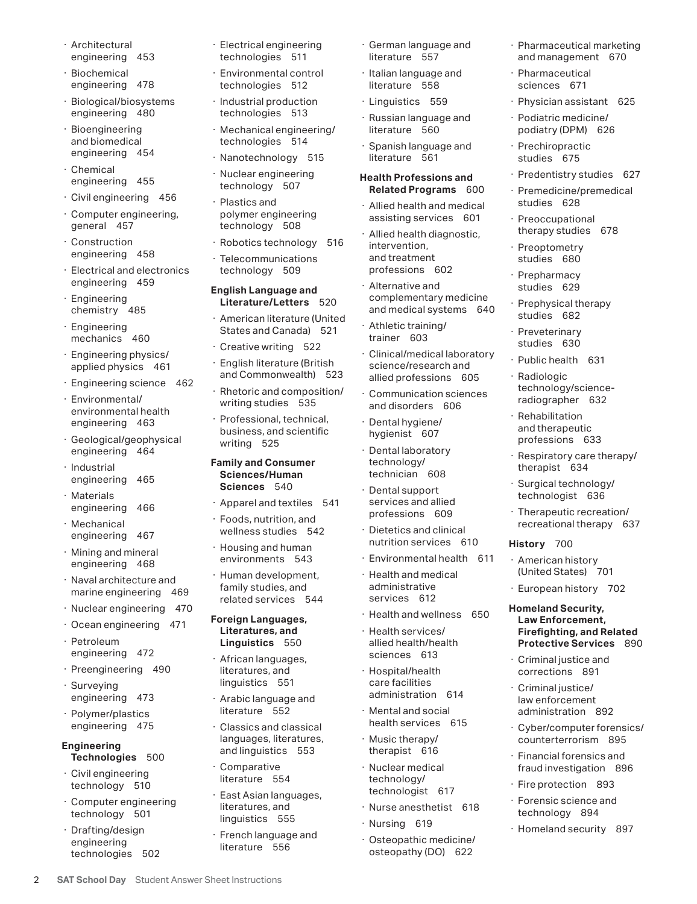- Architectural engineering 453
- Biochemical engineering 478
- Biological/biosystems engineering 480
- Bioengineering and biomedical engineering 454
- Chemical engineering 455
- Civil engineering 456
- Computer engineering, general 457
- Construction engineering 458
- Electrical and electronics engineering 459
- Engineering chemistry 485
- Engineering mechanics 460
- Engineering physics/applied physics 461
- Engineering science 462
- Environmental/environmental health engineering 463
- Geological/geophysical engineering 464
- Industrial engineering 465
- Materials engineering 466
- Mechanical engineering 467
- Mining and mineral engineering 468
- Naval architecture and marine engineering 469
- Nuclear engineering 470
- Ocean engineering 471
- Petroleum engineering 472
- Preengineering 490
- Surveying engineering 473
- Polymer/plastics engineering 475

**Engineering Technologies** 500

- Civil engineering technology 510
- Computer engineering technology 501
- Drafting/design engineering technologies 502
- Electrical engineering technologies 511
- Environmental control technologies 512
- Industrial production technologies 513
- Mechanical engineering/technologies 514
- Nanotechnology 515
- Nuclear engineering technology 507
- Plastics and polymer engineering technology 508
- Robotics technology 516
- Telecommunications technology 509

**English Language and Literature/Letters** 520

- American literature (United States and Canada) 521
- Creative writing 522
- English literature (British and Commonwealth) 523
- Rhetoric and composition/writing studies 535
- Professional, technical, business, and scientific writing 525

**Family and Consumer Sciences/Human Sciences** 540

- Apparel and textiles 541
- Foods, nutrition, and wellness studies 542
- Housing and human environments 543
- Human development, family studies, and related services 544

**Foreign Languages, Literatures, and Linguistics** 550

- African languages, literatures, and linguistics 551
- Arabic language and literature 552
- Classics and classical languages, literatures, and linguistics 553
- Comparative literature 554
- East Asian languages, literatures, and linguistics 555
- French language and literature 556
- German language and literature 557
- Italian language and literature 558
- Linguistics 559
- Russian language and literature 560
- Spanish language and literature 561

**Health Professions and Related Programs** 600

- Allied health and medical assisting services 601
- Allied health diagnostic, intervention, and treatment professions 602
- Alternative and complementary medicine and medical systems 640
- Athletic training/trainer 603
- Clinical/medical laboratory science/research and allied professions 605
- Communication sciences and disorders 606
- Dental hygiene/hygienist 607
- Dental laboratory technology/technician 608
- Dental support services and allied professions 609
- Dietetics and clinical nutrition services 610
- Environmental health 611
- Health and medical administrative services 612
- Health and wellness 650
- Health services/allied health/health sciences 613
- Hospital/health care facilities administration 614
- Mental and social health services 615
- Music therapy/therapist 616
- Nuclear medical technology/technologist 617
- Nurse anesthetist 618
- Nursing 619
- Osteopathic medicine/osteopathy (DO) 622
- Pharmaceutical marketing and management 670
- Pharmaceutical sciences 671
- Physician assistant 625
- Podiatric medicine/podiatry (DPM) 626
- Prechiropractic studies 675
- Predentistry studies 627
- Premedicine/premedical studies 628
- Preoccupational therapy studies 678
- Preoptometry studies 680
- Prepharmacy studies 629
- Prephysical therapy studies 682
- Preveterinary studies 630
- Public health 631
- Radiologic technology/science-radiographer 632
- Rehabilitation and therapeutic professions 633
- Respiratory care therapy/therapist 634
- Surgical technology/technologist 636
- Therapeutic recreation/recreational therapy 637

**History** 700

- American history (United States) 701
- European history 702

**Homeland Security, Law Enforcement, Firefighting, and Related Protective Services** 890

- Criminal justice and corrections 891
- Criminal justice/law enforcement administration 892
- Cyber/computer forensics/counterterrorism 895
- Financial forensics and fraud investigation 896
- Fire protection 893
- Forensic science and technology 894
- Homeland security 897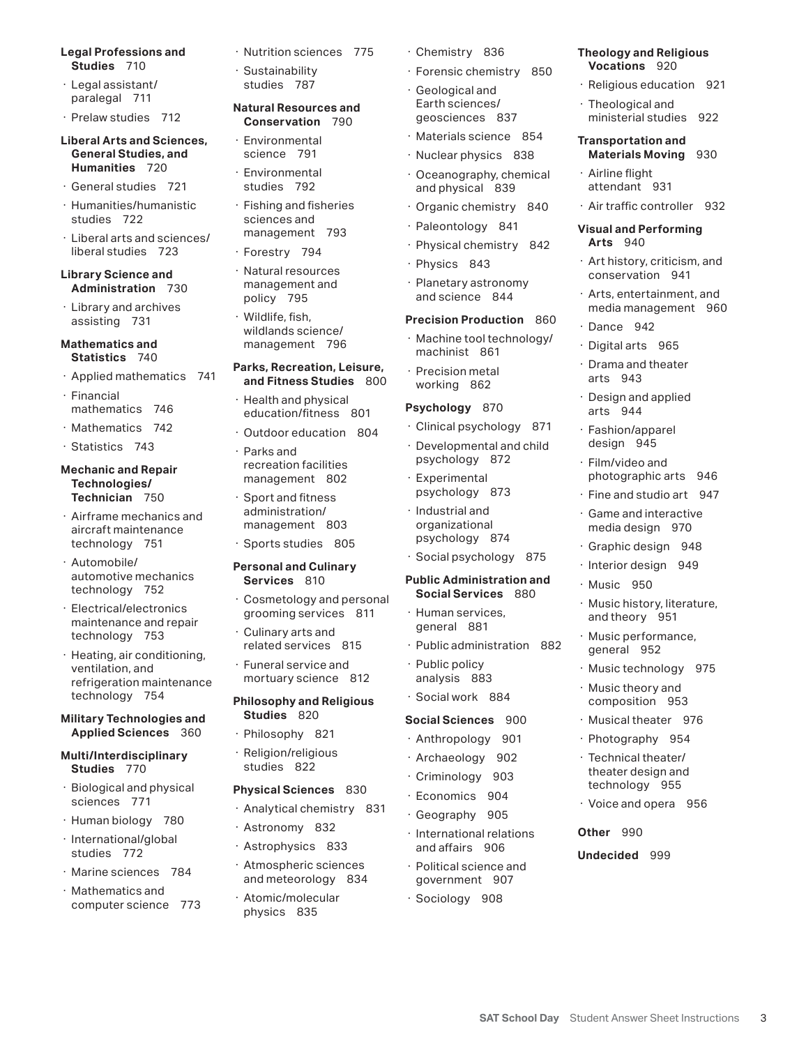**Legal Professions and Studies** 710

- Legal assistant/paralegal 711
- Prelaw studies 712

**Liberal Arts and Sciences, General Studies, and Humanities** 720

- General studies 721
- Humanities/humanistic studies 722
- Liberal arts and sciences/liberal studies 723

**Library Science and Administration** 730

- Library and archives assisting 731

**Mathematics and Statistics** 740

- Applied mathematics 741
- Financial mathematics 746
- Mathematics 742
- Statistics 743

**Mechanic and Repair Technologies/Technician** 750

- Airframe mechanics and aircraft maintenance technology 751
- Automobile/automotive mechanics technology 752
- Electrical/electronics maintenance and repair technology 753
- Heating, air conditioning, ventilation, and refrigeration maintenance technology 754

**Military Technologies and Applied Sciences** 360

**Multi/Interdisciplinary Studies** 770

- Biological and physical sciences 771
- Human biology 780
- International/global studies 772
- Marine sciences 784
- Mathematics and computer science 773
- Nutrition sciences 775
- Sustainability studies 787

**Natural Resources and Conservation** 790

- Environmental science 791
- Environmental studies 792
- Fishing and fisheries sciences and management 793
- Forestry 794
- Natural resources management and policy 795
- Wildlife, fish, wildlands science/management 796

**Parks, Recreation, Leisure, and Fitness Studies** 800

- Health and physical education/fitness 801
- Outdoor education 804
- Parks and recreation facilities management 802
- Sport and fitness administration/management 803
- Sports studies 805

**Personal and Culinary Services** 810

- Cosmetology and personal grooming services 811
- Culinary arts and related services 815
- Funeral service and mortuary science 812

**Philosophy and Religious Studies** 820

- Philosophy 821
- Religion/religious studies 822

**Physical Sciences** 830

- Analytical chemistry 831
- Astronomy 832
- Astrophysics 833
- Atmospheric sciences and meteorology 834
- Atomic/molecular physics 835
- Chemistry 836
- Forensic chemistry 850
- Geological and Earth sciences/geosciences 837
- Materials science 854
- Nuclear physics 838
- Oceanography, chemical and physical 839
- Organic chemistry 840
- Paleontology 841
- Physical chemistry 842
- Physics 843
- Planetary astronomy and science 844

**Precision Production** 860

- Machine tool technology/machinist 861
- Precision metal working 862

**Psychology** 870

- Clinical psychology 871
- Developmental and child psychology 872
- Experimental psychology 873
- Industrial and organizational psychology 874
- Social psychology 875

**Public Administration and Social Services** 880

- Human services, general 881
- Public administration 882
- Public policy analysis 883
- Social work 884

**Social Sciences** 900

- Anthropology 901
- Archaeology 902
- Criminology 903
- Economics 904
- Geography 905
- International relations and affairs 906
- Political science and government 907
- Sociology 908

**Theology and Religious Vocations** 920

- Religious education 921
- Theological and ministerial studies 922

**Transportation and Materials Moving** 930

- Airline flight attendant 931
- Air traffic controller 932

**Visual and Performing Arts** 940

- Art history, criticism, and conservation 941
- Arts, entertainment, and media management 960
- Dance 942
- Digital arts 965
- Drama and theater arts 943
- Design and applied arts 944
- Fashion/apparel design 945
- Film/video and photographic arts 946
- Fine and studio art 947
- Game and interactive media design 970
- Graphic design 948
- Interior design 949
- Music 950
- Music history, literature, and theory 951
- Music performance, general 952
- Music technology 975
- Music theory and composition 953
- Musical theater 976
- Photography 954
- Technical theater/theater design and technology 955
- Voice and opera 956

**Other** 990

**Undecided** 999